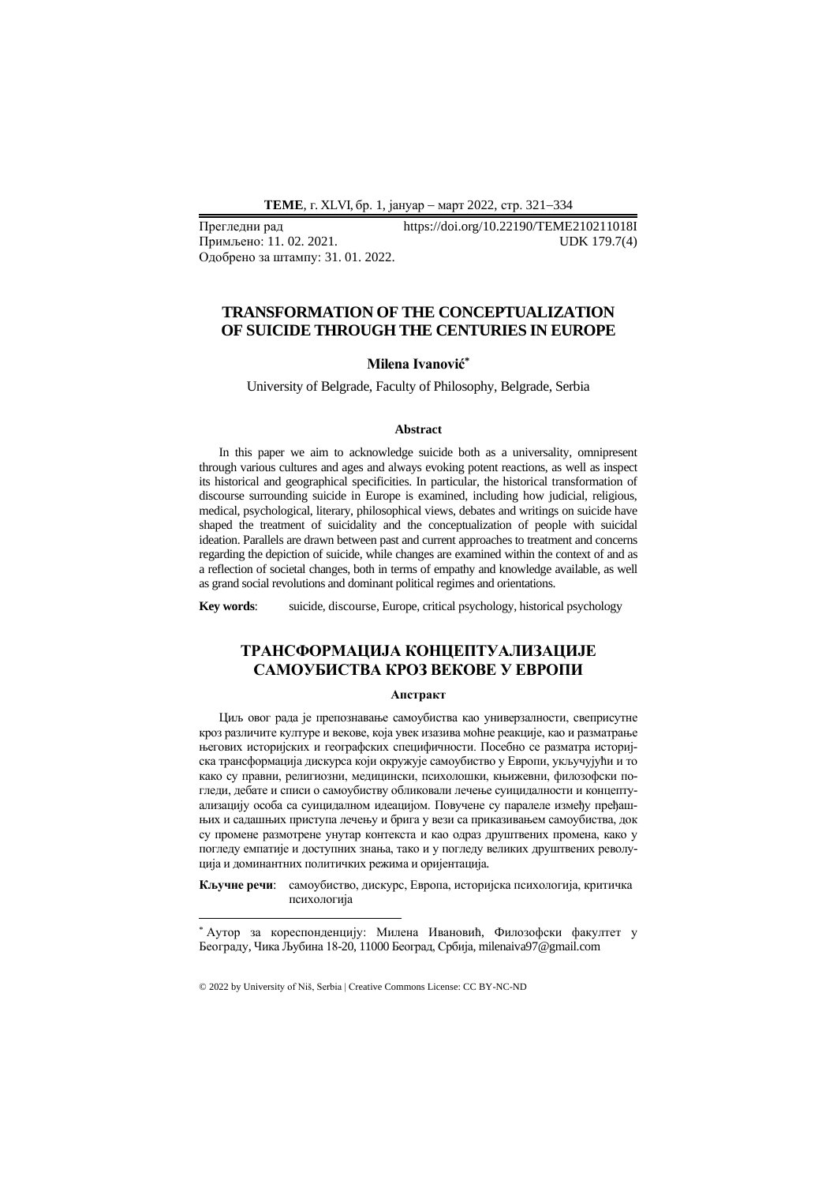Прегледни рад https://doi.org/10.22190/TEME210211018I
Примљено: 11. 02. 2021. UDK 179.7(4)
Одобрено за штампу: 31. 01. 2022.

# TRANSFORMATION OF THE CONCEPTUALIZATION OF SUICIDE THROUGH THE CENTURIES IN EUROPE

**Milena Ivanović***

University of Belgrade, Faculty of Philosophy, Belgrade, Serbia

### Abstract

In this paper we aim to acknowledge suicide both as a universality, omnipresent through various cultures and ages and always evoking potent reactions, as well as inspect its historical and geographical specificities. In particular, the historical transformation of discourse surrounding suicide in Europe is examined, including how judicial, religious, medical, psychological, literary, philosophical views, debates and writings on suicide have shaped the treatment of suicidality and the conceptualization of people with suicidal ideation. Parallels are drawn between past and current approaches to treatment and concerns regarding the depiction of suicide, while changes are examined within the context of and as a reflection of societal changes, both in terms of empathy and knowledge available, as well as grand social revolutions and dominant political regimes and orientations.

**Key words**: suicide, discourse, Europe, critical psychology, historical psychology

# ТРАНСФОРМАЦИЈА КОНЦЕПТУАЛИЗАЦИЈЕ САМОУБИСТВА КРОЗ ВЕКОВЕ У ЕВРОПИ

### Апстракт

Циљ овог рада је препознавање самоубиства као универзалности, свеприсутне кроз различите културе и векове, која увек изазива моћне реакције, као и разматрање његових историјских и географских специфичности. Посебно се разматра историјска трансформација дискурса који окружује самоубиство у Европи, укључујући и то како су правни, религиозни, медицински, психолошки, књижевни, филозофски погледи, дебате и списи о самоубиству обликовали лечење суицидалности и концептуализацију особа са суицидалном идеацијом. Повучене су паралеле између пређашњих и садашњих приступа лечењу и брига у вези са приказивањем самоубиства, док су промене размотрене унутар контекста и као одраз друштвених промена, како у погледу емпатије и доступних знања, тако и у погледу великих друштвених револуција и доминантних политичких режима и оријентација.

**Кључне речи**: самоубиство, дискурс, Европа, историјска психологија, критичка психологија

---

* Аутор за кореспонденцију: Милена Ивановић, Филозофски факултет у Београду, Чика Љубина 18-20, 11000 Београд, Србија, milenaiva97@gmail.com

© 2022 by University of Niš, Serbia | Creative Commons License: CC BY-NC-ND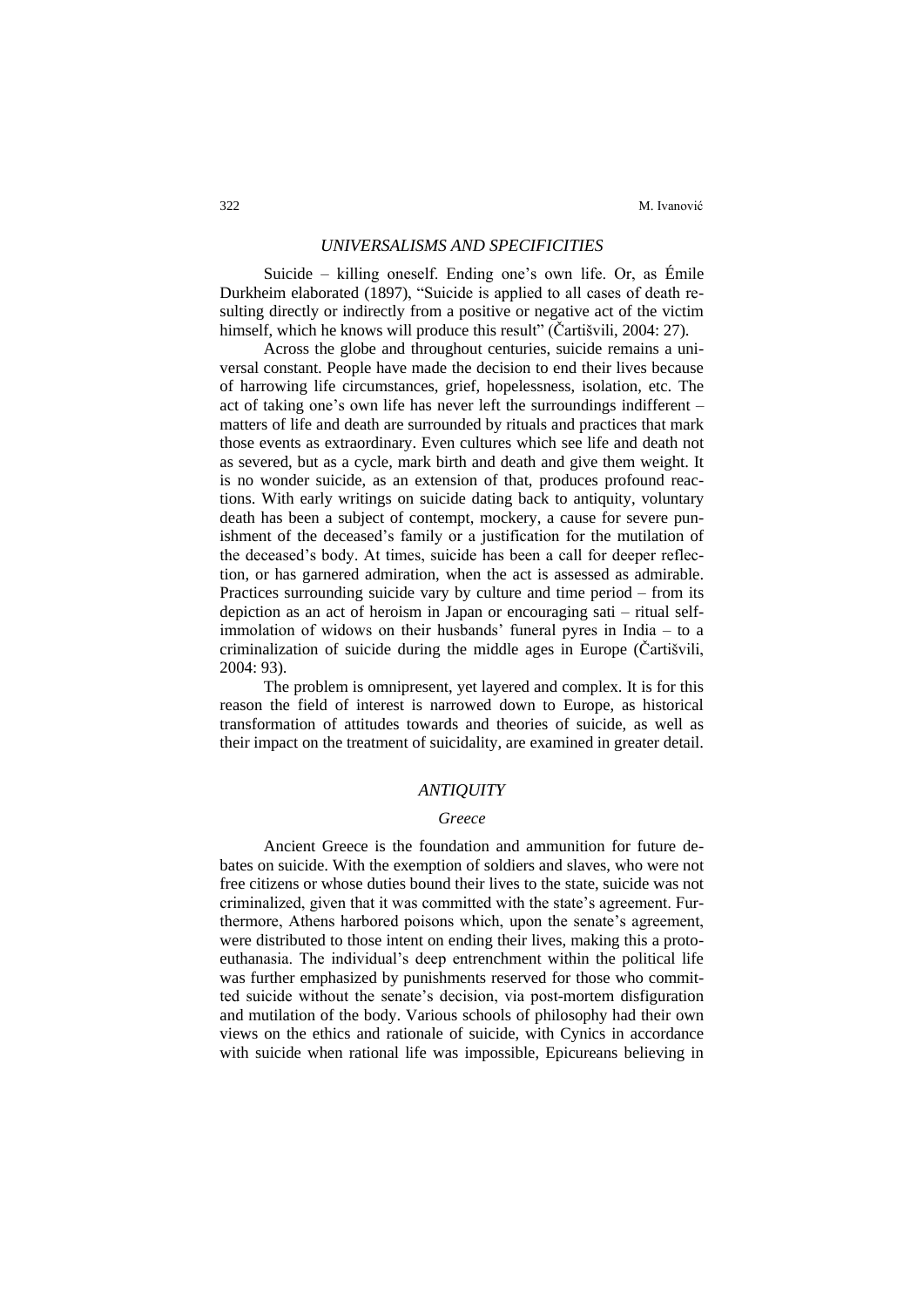## *UNIVERSALISMS AND SPECIFICITIES*

Suicide – killing oneself. Ending one's own life. Or, as Émile Durkheim elaborated (1897), "Suicide is applied to all cases of death resulting directly or indirectly from a positive or negative act of the victim himself, which he knows will produce this result" (Čartišvili, 2004: 27).

Across the globe and throughout centuries, suicide remains a universal constant. People have made the decision to end their lives because of harrowing life circumstances, grief, hopelessness, isolation, etc. The act of taking one's own life has never left the surroundings indifferent – matters of life and death are surrounded by rituals and practices that mark those events as extraordinary. Even cultures which see life and death not as severed, but as a cycle, mark birth and death and give them weight. It is no wonder suicide, as an extension of that, produces profound reactions. With early writings on suicide dating back to antiquity, voluntary death has been a subject of contempt, mockery, a cause for severe punishment of the deceased's family or a justification for the mutilation of the deceased's body. At times, suicide has been a call for deeper reflection, or has garnered admiration, when the act is assessed as admirable. Practices surrounding suicide vary by culture and time period – from its depiction as an act of heroism in Japan or encouraging sati – ritual self-immolation of widows on their husbands' funeral pyres in India – to a criminalization of suicide during the middle ages in Europe (Čartišvili, 2004: 93).

The problem is omnipresent, yet layered and complex. It is for this reason the field of interest is narrowed down to Europe, as historical transformation of attitudes towards and theories of suicide, as well as their impact on the treatment of suicidality, are examined in greater detail.

## *ANTIQUITY*

### *Greece*

Ancient Greece is the foundation and ammunition for future debates on suicide. With the exemption of soldiers and slaves, who were not free citizens or whose duties bound their lives to the state, suicide was not criminalized, given that it was committed with the state's agreement. Furthermore, Athens harbored poisons which, upon the senate's agreement, were distributed to those intent on ending their lives, making this a proto-euthanasia. The individual's deep entrenchment within the political life was further emphasized by punishments reserved for those who committed suicide without the senate's decision, via post-mortem disfiguration and mutilation of the body. Various schools of philosophy had their own views on the ethics and rationale of suicide, with Cynics in accordance with suicide when rational life was impossible, Epicureans believing in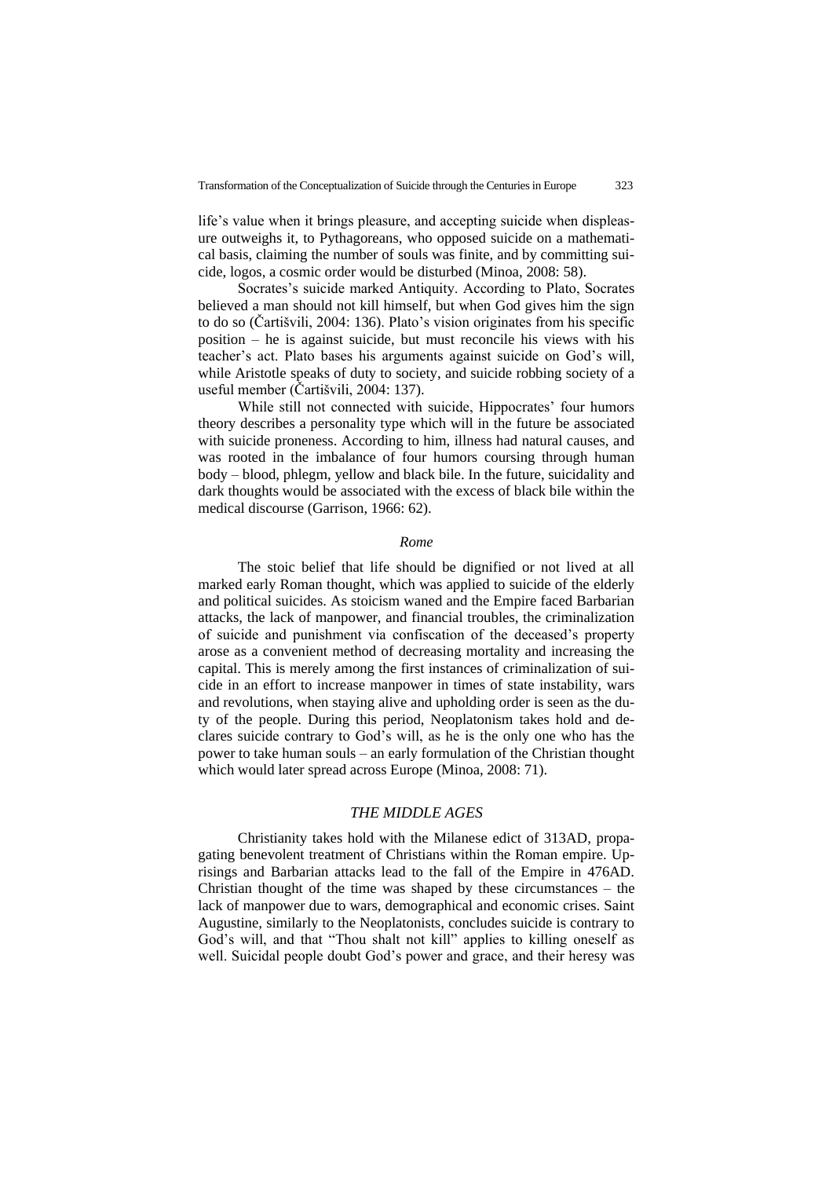life's value when it brings pleasure, and accepting suicide when displeasure outweighs it, to Pythagoreans, who opposed suicide on a mathematical basis, claiming the number of souls was finite, and by committing suicide, logos, a cosmic order would be disturbed (Minoa, 2008: 58).

Socrates's suicide marked Antiquity. According to Plato, Socrates believed a man should not kill himself, but when God gives him the sign to do so (Čartišvili, 2004: 136). Plato's vision originates from his specific position – he is against suicide, but must reconcile his views with his teacher's act. Plato bases his arguments against suicide on God's will, while Aristotle speaks of duty to society, and suicide robbing society of a useful member (Čartišvili, 2004: 137).

While still not connected with suicide, Hippocrates' four humors theory describes a personality type which will in the future be associated with suicide proneness. According to him, illness had natural causes, and was rooted in the imbalance of four humors coursing through human body – blood, phlegm, yellow and black bile. In the future, suicidality and dark thoughts would be associated with the excess of black bile within the medical discourse (Garrison, 1966: 62).

### *Rome*

The stoic belief that life should be dignified or not lived at all marked early Roman thought, which was applied to suicide of the elderly and political suicides. As stoicism waned and the Empire faced Barbarian attacks, the lack of manpower, and financial troubles, the criminalization of suicide and punishment via confiscation of the deceased's property arose as a convenient method of decreasing mortality and increasing the capital. This is merely among the first instances of criminalization of suicide in an effort to increase manpower in times of state instability, wars and revolutions, when staying alive and upholding order is seen as the duty of the people. During this period, Neoplatonism takes hold and declares suicide contrary to God's will, as he is the only one who has the power to take human souls – an early formulation of the Christian thought which would later spread across Europe (Minoa, 2008: 71).

## *THE MIDDLE AGES*

Christianity takes hold with the Milanese edict of 313AD, propagating benevolent treatment of Christians within the Roman empire. Uprisings and Barbarian attacks lead to the fall of the Empire in 476AD. Christian thought of the time was shaped by these circumstances – the lack of manpower due to wars, demographical and economic crises. Saint Augustine, similarly to the Neoplatonists, concludes suicide is contrary to God's will, and that "Thou shalt not kill" applies to killing oneself as well. Suicidal people doubt God's power and grace, and their heresy was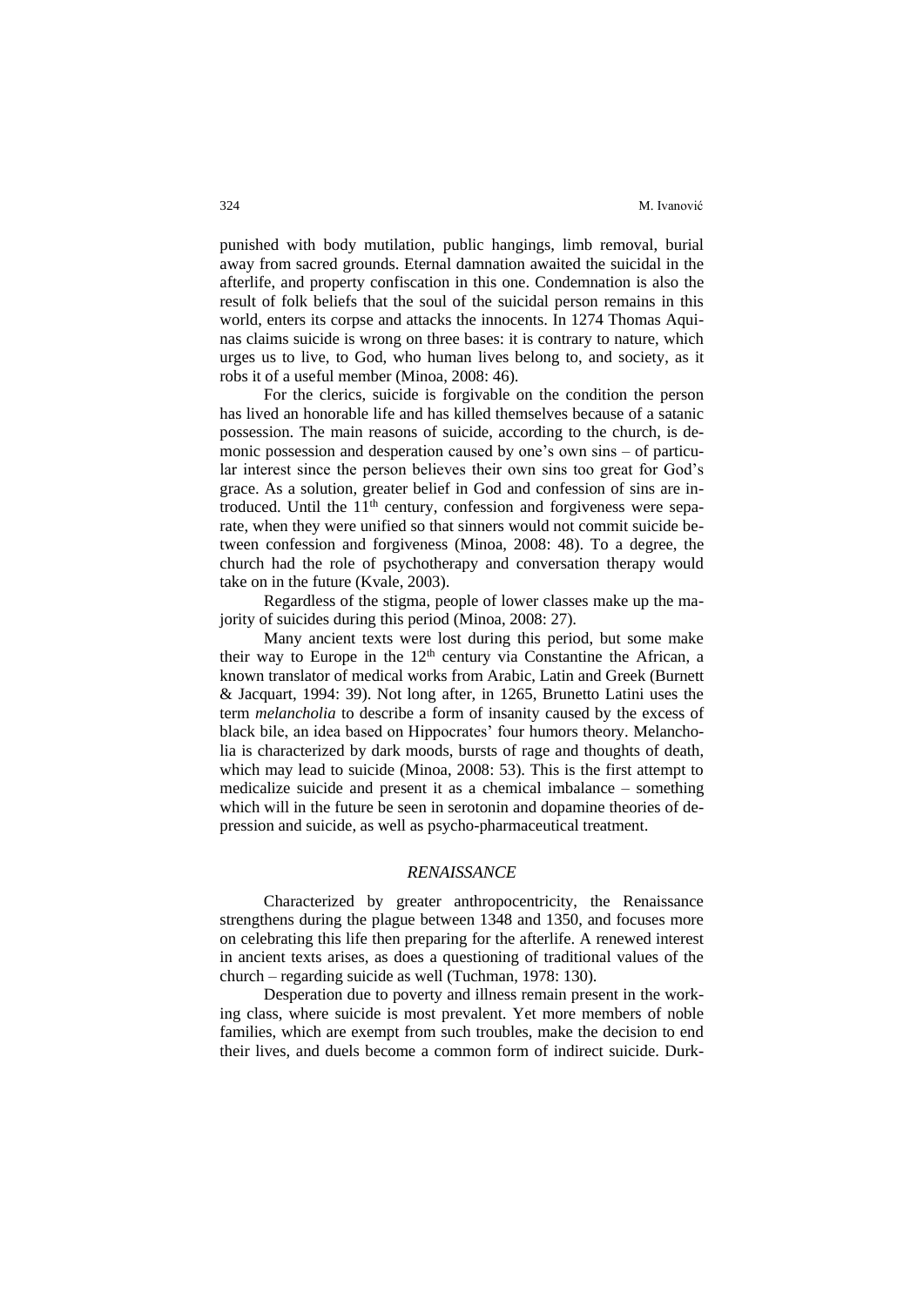punished with body mutilation, public hangings, limb removal, burial away from sacred grounds. Eternal damnation awaited the suicidal in the afterlife, and property confiscation in this one. Condemnation is also the result of folk beliefs that the soul of the suicidal person remains in this world, enters its corpse and attacks the innocents. In 1274 Thomas Aquinas claims suicide is wrong on three bases: it is contrary to nature, which urges us to live, to God, who human lives belong to, and society, as it robs it of a useful member (Minoa, 2008: 46).

For the clerics, suicide is forgivable on the condition the person has lived an honorable life and has killed themselves because of a satanic possession. The main reasons of suicide, according to the church, is demonic possession and desperation caused by one's own sins – of particular interest since the person believes their own sins too great for God's grace. As a solution, greater belief in God and confession of sins are introduced. Until the 11th century, confession and forgiveness were separate, when they were unified so that sinners would not commit suicide between confession and forgiveness (Minoa, 2008: 48). To a degree, the church had the role of psychotherapy and conversation therapy would take on in the future (Kvale, 2003).

Regardless of the stigma, people of lower classes make up the majority of suicides during this period (Minoa, 2008: 27).

Many ancient texts were lost during this period, but some make their way to Europe in the 12th century via Constantine the African, a known translator of medical works from Arabic, Latin and Greek (Burnett & Jacquart, 1994: 39). Not long after, in 1265, Brunetto Latini uses the term *melancholia* to describe a form of insanity caused by the excess of black bile, an idea based on Hippocrates' four humors theory. Melancholia is characterized by dark moods, bursts of rage and thoughts of death, which may lead to suicide (Minoa, 2008: 53). This is the first attempt to medicalize suicide and present it as a chemical imbalance – something which will in the future be seen in serotonin and dopamine theories of depression and suicide, as well as psycho-pharmaceutical treatment.

## *RENAISSANCE*

Characterized by greater anthropocentricity, the Renaissance strengthens during the plague between 1348 and 1350, and focuses more on celebrating this life then preparing for the afterlife. A renewed interest in ancient texts arises, as does a questioning of traditional values of the church – regarding suicide as well (Tuchman, 1978: 130).

Desperation due to poverty and illness remain present in the working class, where suicide is most prevalent. Yet more members of noble families, which are exempt from such troubles, make the decision to end their lives, and duels become a common form of indirect suicide. Durk-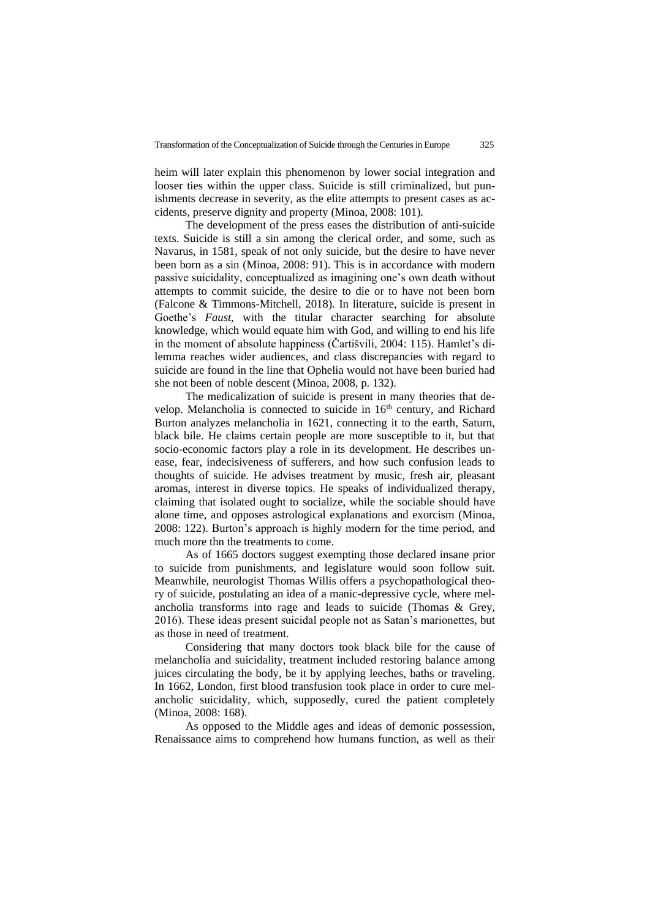heim will later explain this phenomenon by lower social integration and looser ties within the upper class. Suicide is still criminalized, but punishments decrease in severity, as the elite attempts to present cases as accidents, preserve dignity and property (Minoa, 2008: 101).

The development of the press eases the distribution of anti-suicide texts. Suicide is still a sin among the clerical order, and some, such as Navarus, in 1581, speak of not only suicide, but the desire to have never been born as a sin (Minoa, 2008: 91). This is in accordance with modern passive suicidality, conceptualized as imagining one's own death without attempts to commit suicide, the desire to die or to have not been born (Falcone & Timmons-Mitchell, 2018). In literature, suicide is present in Goethe's *Faust*, with the titular character searching for absolute knowledge, which would equate him with God, and willing to end his life in the moment of absolute happiness (Čartišvili, 2004: 115). Hamlet's dilemma reaches wider audiences, and class discrepancies with regard to suicide are found in the line that Ophelia would not have been buried had she not been of noble descent (Minoa, 2008, p. 132).

The medicalization of suicide is present in many theories that develop. Melancholia is connected to suicide in 16th century, and Richard Burton analyzes melancholia in 1621, connecting it to the earth, Saturn, black bile. He claims certain people are more susceptible to it, but that socio-economic factors play a role in its development. He describes unease, fear, indecisiveness of sufferers, and how such confusion leads to thoughts of suicide. He advises treatment by music, fresh air, pleasant aromas, interest in diverse topics. He speaks of individualized therapy, claiming that isolated ought to socialize, while the sociable should have alone time, and opposes astrological explanations and exorcism (Minoa, 2008: 122). Burton's approach is highly modern for the time period, and much more thn the treatments to come.

As of 1665 doctors suggest exempting those declared insane prior to suicide from punishments, and legislature would soon follow suit. Meanwhile, neurologist Thomas Willis offers a psychopathological theory of suicide, postulating an idea of a manic-depressive cycle, where melancholia transforms into rage and leads to suicide (Thomas & Grey, 2016). These ideas present suicidal people not as Satan's marionettes, but as those in need of treatment.

Considering that many doctors took black bile for the cause of melancholia and suicidality, treatment included restoring balance among juices circulating the body, be it by applying leeches, baths or traveling. In 1662, London, first blood transfusion took place in order to cure melancholic suicidality, which, supposedly, cured the patient completely (Minoa, 2008: 168).

As opposed to the Middle ages and ideas of demonic possession, Renaissance aims to comprehend how humans function, as well as their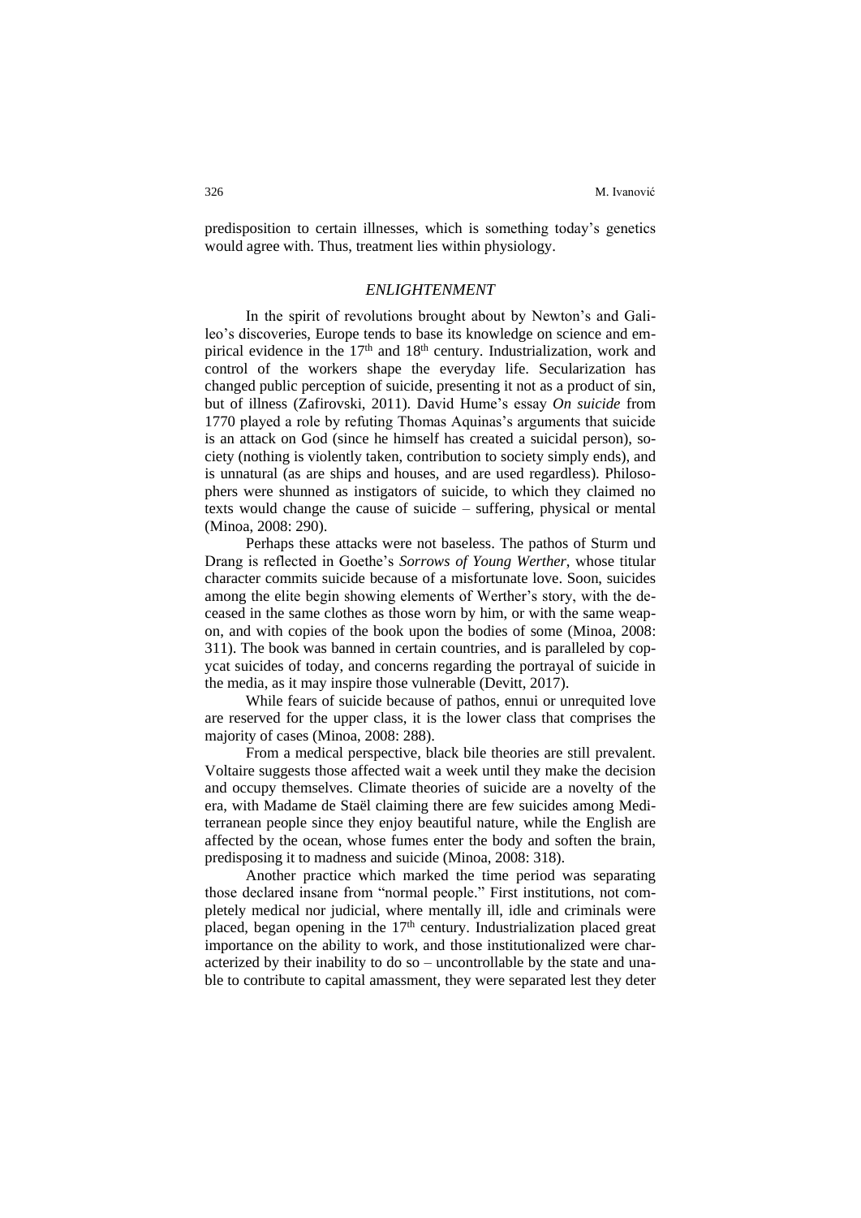predisposition to certain illnesses, which is something today's genetics would agree with. Thus, treatment lies within physiology.

## *ENLIGHTENMENT*

In the spirit of revolutions brought about by Newton's and Galileo's discoveries, Europe tends to base its knowledge on science and empirical evidence in the 17th and 18th century. Industrialization, work and control of the workers shape the everyday life. Secularization has changed public perception of suicide, presenting it not as a product of sin, but of illness (Zafirovski, 2011). David Hume's essay *On suicide* from 1770 played a role by refuting Thomas Aquinas's arguments that suicide is an attack on God (since he himself has created a suicidal person), society (nothing is violently taken, contribution to society simply ends), and is unnatural (as are ships and houses, and are used regardless). Philosophers were shunned as instigators of suicide, to which they claimed no texts would change the cause of suicide – suffering, physical or mental (Minoa, 2008: 290).

Perhaps these attacks were not baseless. The pathos of Sturm und Drang is reflected in Goethe's *Sorrows of Young Werther*, whose titular character commits suicide because of a misfortunate love. Soon, suicides among the elite begin showing elements of Werther's story, with the deceased in the same clothes as those worn by him, or with the same weapon, and with copies of the book upon the bodies of some (Minoa, 2008: 311). The book was banned in certain countries, and is paralleled by copycat suicides of today, and concerns regarding the portrayal of suicide in the media, as it may inspire those vulnerable (Devitt, 2017).

While fears of suicide because of pathos, ennui or unrequited love are reserved for the upper class, it is the lower class that comprises the majority of cases (Minoa, 2008: 288).

From a medical perspective, black bile theories are still prevalent. Voltaire suggests those affected wait a week until they make the decision and occupy themselves. Climate theories of suicide are a novelty of the era, with Madame de Staël claiming there are few suicides among Mediterranean people since they enjoy beautiful nature, while the English are affected by the ocean, whose fumes enter the body and soften the brain, predisposing it to madness and suicide (Minoa, 2008: 318).

Another practice which marked the time period was separating those declared insane from "normal people." First institutions, not completely medical nor judicial, where mentally ill, idle and criminals were placed, began opening in the 17th century. Industrialization placed great importance on the ability to work, and those institutionalized were characterized by their inability to do so – uncontrollable by the state and unable to contribute to capital amassment, they were separated lest they deter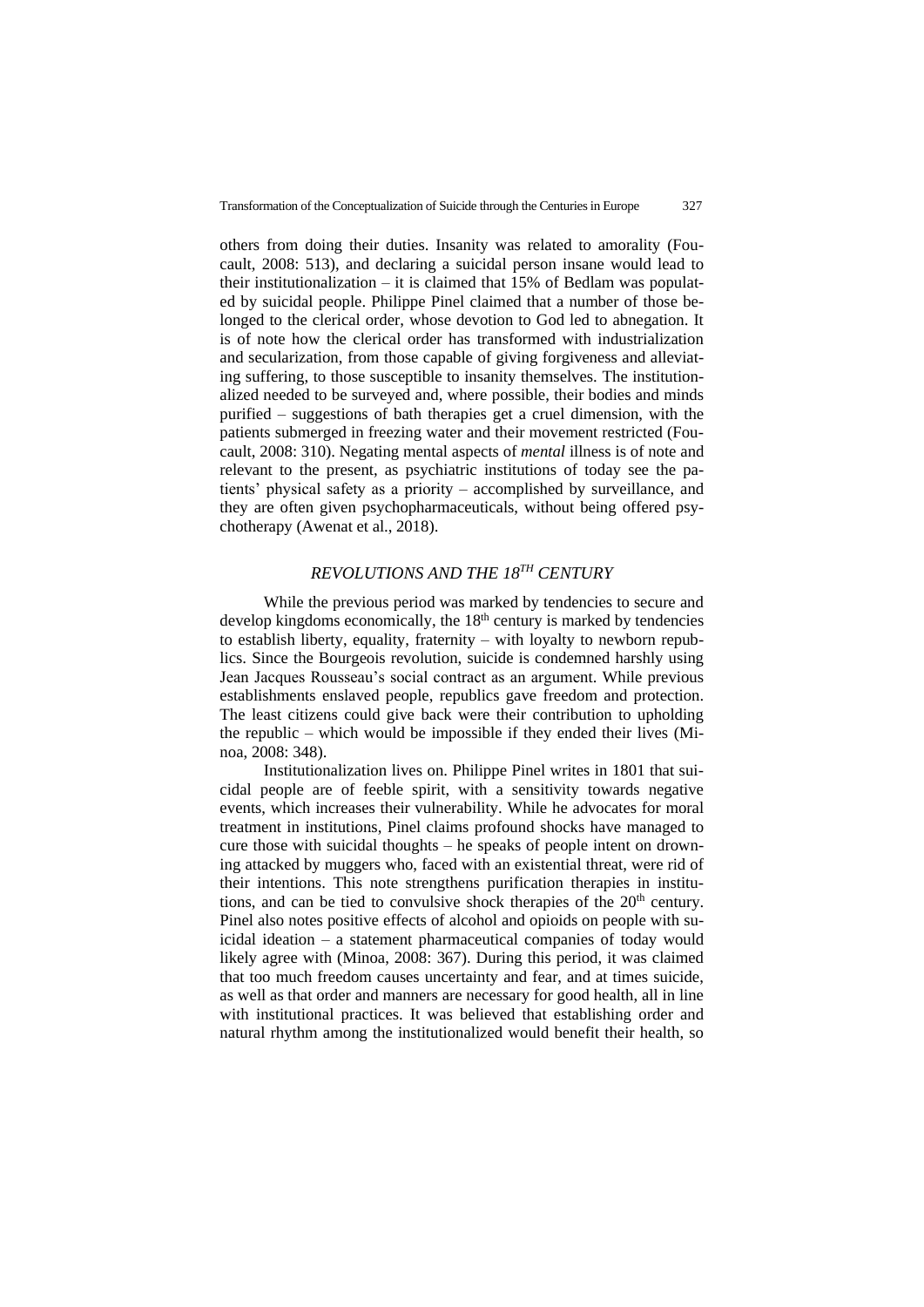others from doing their duties. Insanity was related to amorality (Foucault, 2008: 513), and declaring a suicidal person insane would lead to their institutionalization – it is claimed that 15% of Bedlam was populated by suicidal people. Philippe Pinel claimed that a number of those belonged to the clerical order, whose devotion to God led to abnegation. It is of note how the clerical order has transformed with industrialization and secularization, from those capable of giving forgiveness and alleviating suffering, to those susceptible to insanity themselves. The institutionalized needed to be surveyed and, where possible, their bodies and minds purified – suggestions of bath therapies get a cruel dimension, with the patients submerged in freezing water and their movement restricted (Foucault, 2008: 310). Negating mental aspects of *mental* illness is of note and relevant to the present, as psychiatric institutions of today see the patients' physical safety as a priority – accomplished by surveillance, and they are often given psychopharmaceuticals, without being offered psychotherapy (Awenat et al., 2018).

## *REVOLUTIONS AND THE 18TH CENTURY*

While the previous period was marked by tendencies to secure and develop kingdoms economically, the 18th century is marked by tendencies to establish liberty, equality, fraternity – with loyalty to newborn republics. Since the Bourgeois revolution, suicide is condemned harshly using Jean Jacques Rousseau's social contract as an argument. While previous establishments enslaved people, republics gave freedom and protection. The least citizens could give back were their contribution to upholding the republic – which would be impossible if they ended their lives (Minoa, 2008: 348).

Institutionalization lives on. Philippe Pinel writes in 1801 that suicidal people are of feeble spirit, with a sensitivity towards negative events, which increases their vulnerability. While he advocates for moral treatment in institutions, Pinel claims profound shocks have managed to cure those with suicidal thoughts – he speaks of people intent on drowning attacked by muggers who, faced with an existential threat, were rid of their intentions. This note strengthens purification therapies in institutions, and can be tied to convulsive shock therapies of the 20th century. Pinel also notes positive effects of alcohol and opioids on people with suicidal ideation – a statement pharmaceutical companies of today would likely agree with (Minoa, 2008: 367). During this period, it was claimed that too much freedom causes uncertainty and fear, and at times suicide, as well as that order and manners are necessary for good health, all in line with institutional practices. It was believed that establishing order and natural rhythm among the institutionalized would benefit their health, so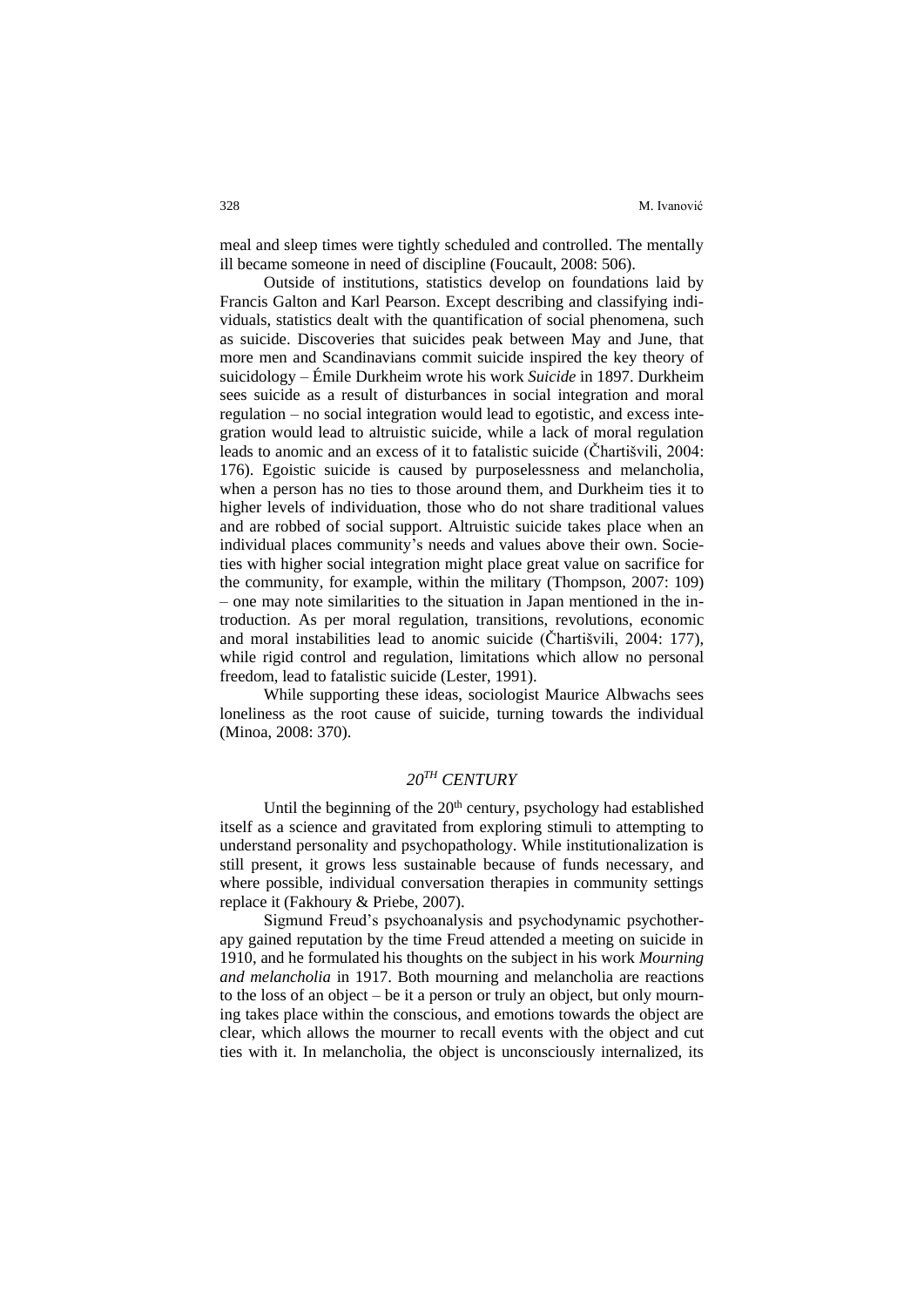meal and sleep times were tightly scheduled and controlled. The mentally ill became someone in need of discipline (Foucault, 2008: 506).

Outside of institutions, statistics develop on foundations laid by Francis Galton and Karl Pearson. Except describing and classifying individuals, statistics dealt with the quantification of social phenomena, such as suicide. Discoveries that suicides peak between May and June, that more men and Scandinavians commit suicide inspired the key theory of suicidology – Émile Durkheim wrote his work *Suicide* in 1897. Durkheim sees suicide as a result of disturbances in social integration and moral regulation – no social integration would lead to egotistic, and excess integration would lead to altruistic suicide, while a lack of moral regulation leads to anomic and an excess of it to fatalistic suicide (Čhartišvili, 2004: 176). Egoistic suicide is caused by purposelessness and melancholia, when a person has no ties to those around them, and Durkheim ties it to higher levels of individuation, those who do not share traditional values and are robbed of social support. Altruistic suicide takes place when an individual places community's needs and values above their own. Societies with higher social integration might place great value on sacrifice for the community, for example, within the military (Thompson, 2007: 109) – one may note similarities to the situation in Japan mentioned in the introduction. As per moral regulation, transitions, revolutions, economic and moral instabilities lead to anomic suicide (Čhartišvili, 2004: 177), while rigid control and regulation, limitations which allow no personal freedom, lead to fatalistic suicide (Lester, 1991).

While supporting these ideas, sociologist Maurice Albwachs sees loneliness as the root cause of suicide, turning towards the individual (Minoa, 2008: 370).

## *20TH CENTURY*

Until the beginning of the 20th century, psychology had established itself as a science and gravitated from exploring stimuli to attempting to understand personality and psychopathology. While institutionalization is still present, it grows less sustainable because of funds necessary, and where possible, individual conversation therapies in community settings replace it (Fakhoury & Priebe, 2007).

Sigmund Freud's psychoanalysis and psychodynamic psychotherapy gained reputation by the time Freud attended a meeting on suicide in 1910, and he formulated his thoughts on the subject in his work *Mourning and melancholia* in 1917. Both mourning and melancholia are reactions to the loss of an object – be it a person or truly an object, but only mourning takes place within the conscious, and emotions towards the object are clear, which allows the mourner to recall events with the object and cut ties with it. In melancholia, the object is unconsciously internalized, its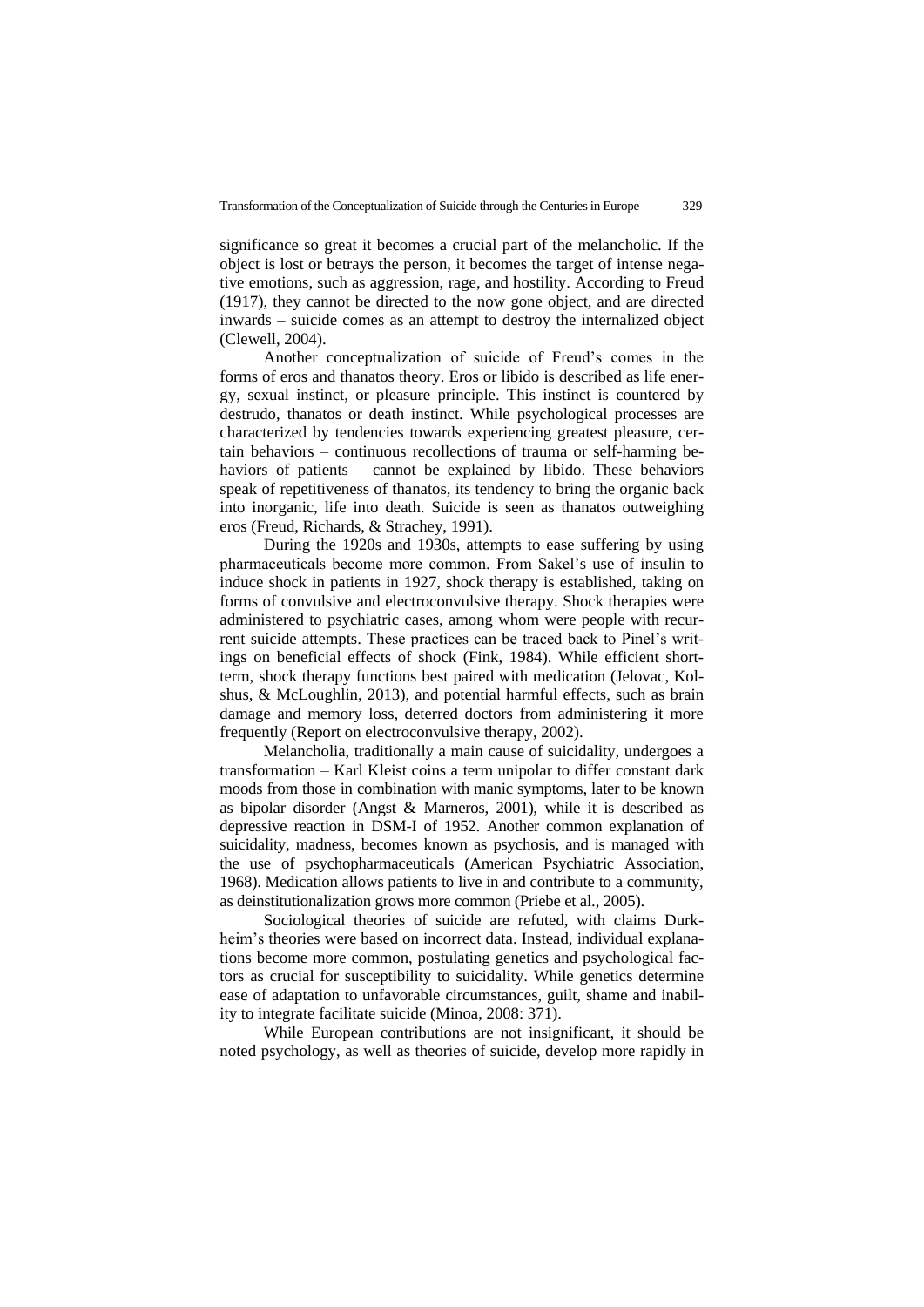significance so great it becomes a crucial part of the melancholic. If the object is lost or betrays the person, it becomes the target of intense negative emotions, such as aggression, rage, and hostility. According to Freud (1917), they cannot be directed to the now gone object, and are directed inwards – suicide comes as an attempt to destroy the internalized object (Clewell, 2004).

Another conceptualization of suicide of Freud's comes in the forms of eros and thanatos theory. Eros or libido is described as life energy, sexual instinct, or pleasure principle. This instinct is countered by destrudo, thanatos or death instinct. While psychological processes are characterized by tendencies towards experiencing greatest pleasure, certain behaviors – continuous recollections of trauma or self-harming behaviors of patients – cannot be explained by libido. These behaviors speak of repetitiveness of thanatos, its tendency to bring the organic back into inorganic, life into death. Suicide is seen as thanatos outweighing eros (Freud, Richards, & Strachey, 1991).

During the 1920s and 1930s, attempts to ease suffering by using pharmaceuticals become more common. From Sakel's use of insulin to induce shock in patients in 1927, shock therapy is established, taking on forms of convulsive and electroconvulsive therapy. Shock therapies were administered to psychiatric cases, among whom were people with recurrent suicide attempts. These practices can be traced back to Pinel's writings on beneficial effects of shock (Fink, 1984). While efficient short-term, shock therapy functions best paired with medication (Jelovac, Kolshus, & McLoughlin, 2013), and potential harmful effects, such as brain damage and memory loss, deterred doctors from administering it more frequently (Report on electroconvulsive therapy, 2002).

Melancholia, traditionally a main cause of suicidality, undergoes a transformation – Karl Kleist coins a term unipolar to differ constant dark moods from those in combination with manic symptoms, later to be known as bipolar disorder (Angst & Marneros, 2001), while it is described as depressive reaction in DSM-I of 1952. Another common explanation of suicidality, madness, becomes known as psychosis, and is managed with the use of psychopharmaceuticals (American Psychiatric Association, 1968). Medication allows patients to live in and contribute to a community, as deinstitutionalization grows more common (Priebe et al., 2005).

Sociological theories of suicide are refuted, with claims Durkheim's theories were based on incorrect data. Instead, individual explanations become more common, postulating genetics and psychological factors as crucial for susceptibility to suicidality. While genetics determine ease of adaptation to unfavorable circumstances, guilt, shame and inability to integrate facilitate suicide (Minoa, 2008: 371).

While European contributions are not insignificant, it should be noted psychology, as well as theories of suicide, develop more rapidly in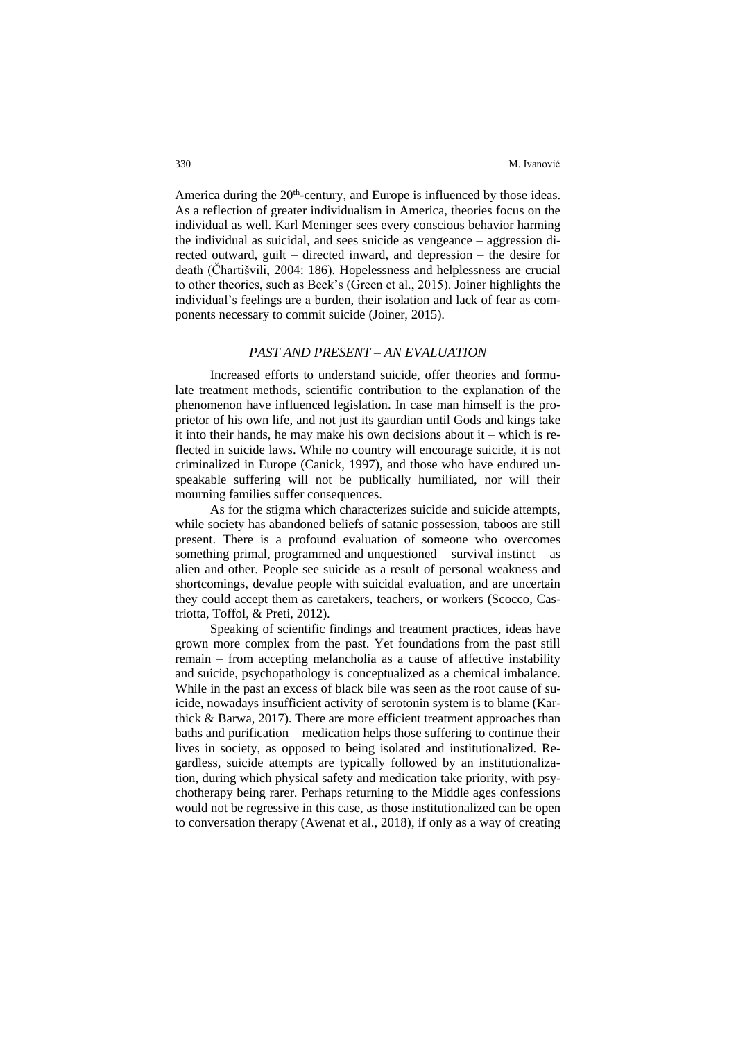America during the 20th-century, and Europe is influenced by those ideas. As a reflection of greater individualism in America, theories focus on the individual as well. Karl Meninger sees every conscious behavior harming the individual as suicidal, and sees suicide as vengeance – aggression directed outward, guilt – directed inward, and depression – the desire for death (Čhartišvili, 2004: 186). Hopelessness and helplessness are crucial to other theories, such as Beck's (Green et al., 2015). Joiner highlights the individual's feelings are a burden, their isolation and lack of fear as components necessary to commit suicide (Joiner, 2015).

## *PAST AND PRESENT – AN EVALUATION*

Increased efforts to understand suicide, offer theories and formulate treatment methods, scientific contribution to the explanation of the phenomenon have influenced legislation. In case man himself is the proprietor of his own life, and not just its gaurdian until Gods and kings take it into their hands, he may make his own decisions about it – which is reflected in suicide laws. While no country will encourage suicide, it is not criminalized in Europe (Canick, 1997), and those who have endured unspeakable suffering will not be publically humiliated, nor will their mourning families suffer consequences.

As for the stigma which characterizes suicide and suicide attempts, while society has abandoned beliefs of satanic possession, taboos are still present. There is a profound evaluation of someone who overcomes something primal, programmed and unquestioned – survival instinct – as alien and other. People see suicide as a result of personal weakness and shortcomings, devalue people with suicidal evaluation, and are uncertain they could accept them as caretakers, teachers, or workers (Scocco, Castriotta, Toffol, & Preti, 2012).

Speaking of scientific findings and treatment practices, ideas have grown more complex from the past. Yet foundations from the past still remain – from accepting melancholia as a cause of affective instability and suicide, psychopathology is conceptualized as a chemical imbalance. While in the past an excess of black bile was seen as the root cause of suicide, nowadays insufficient activity of serotonin system is to blame (Karthick & Barwa, 2017). There are more efficient treatment approaches than baths and purification – medication helps those suffering to continue their lives in society, as opposed to being isolated and institutionalized. Regardless, suicide attempts are typically followed by an institutionalization, during which physical safety and medication take priority, with psychotherapy being rarer. Perhaps returning to the Middle ages confessions would not be regressive in this case, as those institutionalized can be open to conversation therapy (Awenat et al., 2018), if only as a way of creating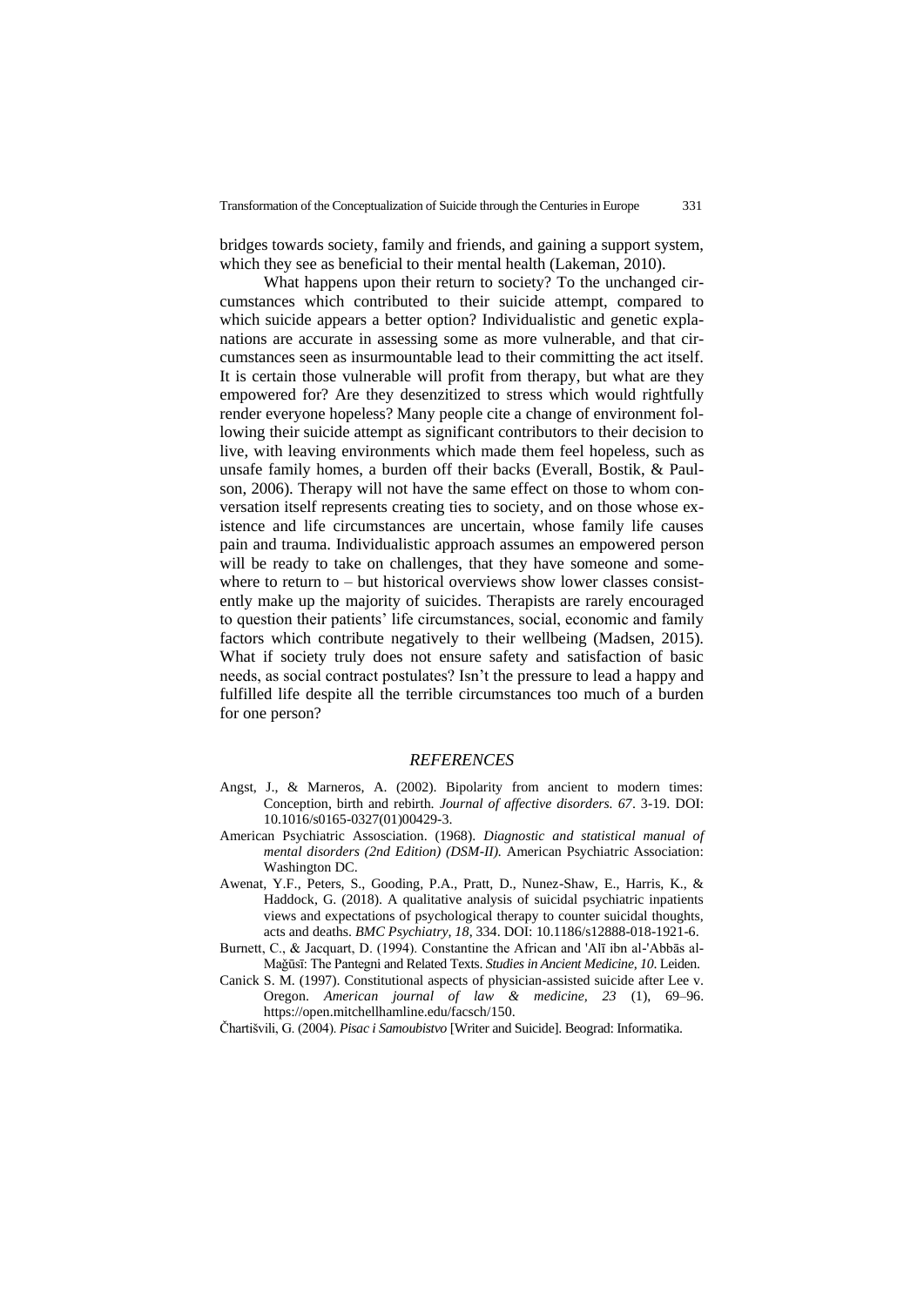bridges towards society, family and friends, and gaining a support system, which they see as beneficial to their mental health (Lakeman, 2010).

What happens upon their return to society? To the unchanged circumstances which contributed to their suicide attempt, compared to which suicide appears a better option? Individualistic and genetic explanations are accurate in assessing some as more vulnerable, and that circumstances seen as insurmountable lead to their committing the act itself. It is certain those vulnerable will profit from therapy, but what are they empowered for? Are they desenzitized to stress which would rightfully render everyone hopeless? Many people cite a change of environment following their suicide attempt as significant contributors to their decision to live, with leaving environments which made them feel hopeless, such as unsafe family homes, a burden off their backs (Everall, Bostik, & Paulson, 2006). Therapy will not have the same effect on those to whom conversation itself represents creating ties to society, and on those whose existence and life circumstances are uncertain, whose family life causes pain and trauma. Individualistic approach assumes an empowered person will be ready to take on challenges, that they have someone and somewhere to return to – but historical overviews show lower classes consistently make up the majority of suicides. Therapists are rarely encouraged to question their patients' life circumstances, social, economic and family factors which contribute negatively to their wellbeing (Madsen, 2015). What if society truly does not ensure safety and satisfaction of basic needs, as social contract postulates? Isn't the pressure to lead a happy and fulfilled life despite all the terrible circumstances too much of a burden for one person?

## *REFERENCES*

Angst, J., & Marneros, A. (2002). Bipolarity from ancient to modern times: Conception, birth and rebirth. *Journal of affective disorders. 67*. 3-19. DOI: 10.1016/s0165-0327(01)00429-3.

American Psychiatric Assosciation. (1968). *Diagnostic and statistical manual of mental disorders (2nd Edition) (DSM-II).* American Psychiatric Association: Washington DC.

Awenat, Y.F., Peters, S., Gooding, P.A., Pratt, D., Nunez-Shaw, E., Harris, K., & Haddock, G. (2018). A qualitative analysis of suicidal psychiatric inpatients views and expectations of psychological therapy to counter suicidal thoughts, acts and deaths. *BMC Psychiatry, 18*, 334. DOI: 10.1186/s12888-018-1921-6.

Burnett, C., & Jacquart, D. (1994). Constantine the African and 'Alī ibn al-'Abbās al-Mağūsī: The Pantegni and Related Texts. *Studies in Ancient Medicine, 10*. Leiden.

Canick S. M. (1997). Constitutional aspects of physician-assisted suicide after Lee v. Oregon. *American journal of law & medicine, 23* (1), 69–96. https://open.mitchellhamline.edu/facsch/150.

Čhartišvili, G. (2004). *Pisac i Samoubistvo* [Writer and Suicide]. Beograd: Informatika.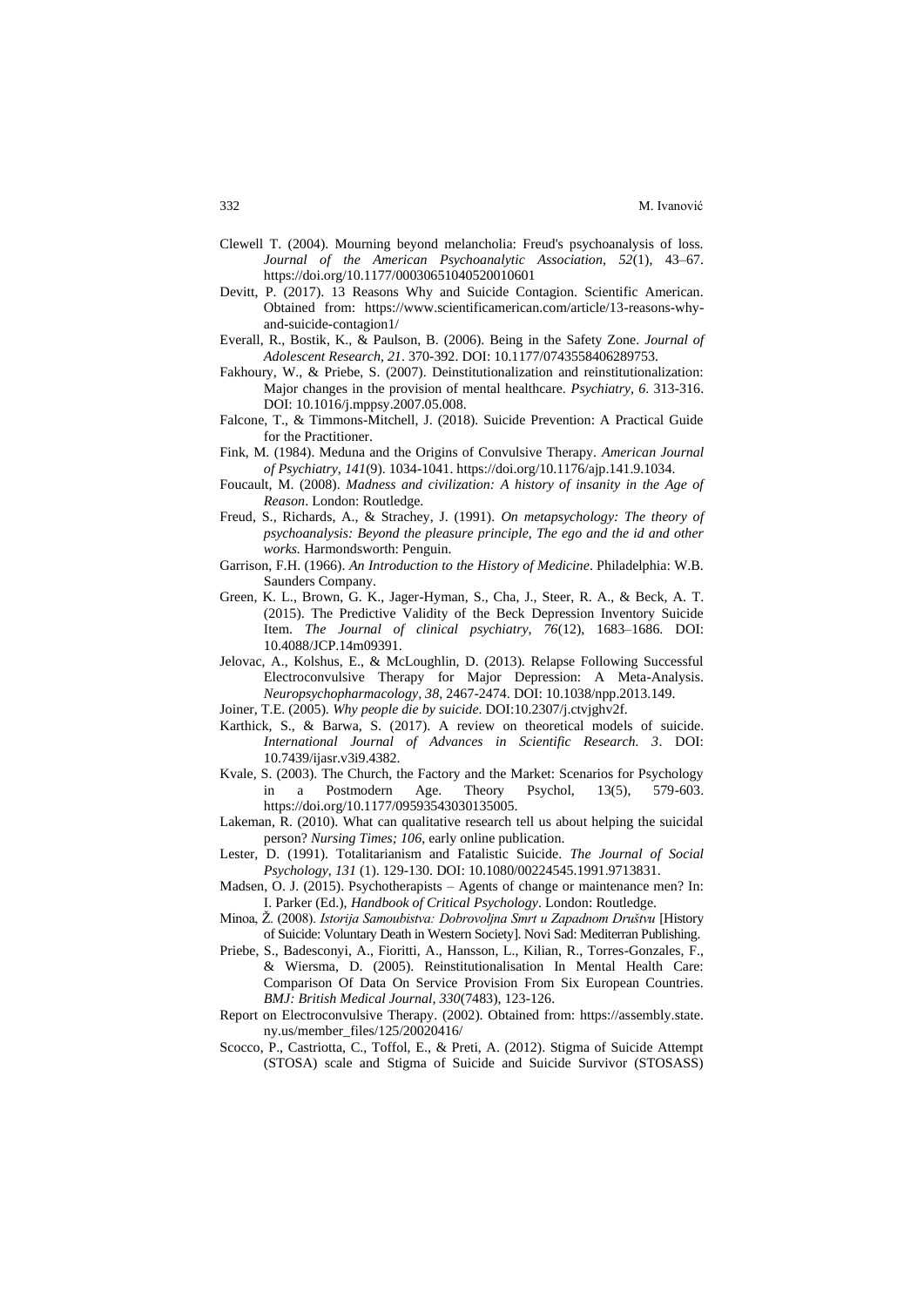Clewell T. (2004). Mourning beyond melancholia: Freud's psychoanalysis of loss. *Journal of the American Psychoanalytic Association*, *52*(1), 43–67. https://doi.org/10.1177/00030651040520010601

Devitt, P. (2017). 13 Reasons Why and Suicide Contagion. Scientific American. Obtained from: https://www.scientificamerican.com/article/13-reasons-why-and-suicide-contagion1/

Everall, R., Bostik, K., & Paulson, B. (2006). Being in the Safety Zone. *Journal of Adolescent Research, 21*. 370-392. DOI: 10.1177/0743558406289753.

Fakhoury, W., & Priebe, S. (2007). Deinstitutionalization and reinstitutionalization: Major changes in the provision of mental healthcare. *Psychiatry, 6*. 313-316. DOI: 10.1016/j.mppsy.2007.05.008.

Falcone, T., & Timmons-Mitchell, J. (2018). Suicide Prevention: A Practical Guide for the Practitioner.

Fink, M. (1984). Meduna and the Origins of Convulsive Therapy. *American Journal of Psychiatry, 141*(9). 1034-1041. https://doi.org/10.1176/ajp.141.9.1034.

Foucault, M. (2008). *Madness and civilization: A history of insanity in the Age of Reason*. London: Routledge.

Freud, S., Richards, A., & Strachey, J. (1991). *On metapsychology: The theory of psychoanalysis: Beyond the pleasure principle, The ego and the id and other works.* Harmondsworth: Penguin.

Garrison, F.H. (1966). *An Introduction to the History of Medicine*. Philadelphia: W.B. Saunders Company.

Green, K. L., Brown, G. K., Jager-Hyman, S., Cha, J., Steer, R. A., & Beck, A. T. (2015). The Predictive Validity of the Beck Depression Inventory Suicide Item. *The Journal of clinical psychiatry, 76*(12), 1683–1686. DOI: 10.4088/JCP.14m09391.

Jelovac, A., Kolshus, E., & McLoughlin, D. (2013). Relapse Following Successful Electroconvulsive Therapy for Major Depression: A Meta-Analysis. *Neuropsychopharmacology, 38*, 2467-2474. DOI: 10.1038/npp.2013.149.

Joiner, T.E. (2005). *Why people die by suicide*. DOI:10.2307/j.ctvjghv2f.

Karthick, S., & Barwa, S. (2017). A review on theoretical models of suicide. *International Journal of Advances in Scientific Research. 3*. DOI: 10.7439/ijasr.v3i9.4382.

Kvale, S. (2003). The Church, the Factory and the Market: Scenarios for Psychology in a Postmodern Age. Theory Psychol, 13(5), 579-603. https://doi.org/10.1177/09593543030135005.

Lakeman, R. (2010). What can qualitative research tell us about helping the suicidal person? *Nursing Times; 106*, early online publication.

Lester, D. (1991). Totalitarianism and Fatalistic Suicide. *The Journal of Social Psychology, 131* (1). 129-130. DOI: 10.1080/00224545.1991.9713831.

Madsen, O. J. (2015). Psychotherapists – Agents of change or maintenance men? In: I. Parker (Ed.), *Handbook of Critical Psychology*. London: Routledge.

Minoa, Ž. (2008). *Istorija Samoubistva: Dobrovoljna Smrt u Zapadnom Društvu* [History of Suicide: Voluntary Death in Western Society]. Novi Sad: Mediterran Publishing.

Priebe, S., Badesconyi, A., Fioritti, A., Hansson, L., Kilian, R., Torres-Gonzales, F., & Wiersma, D. (2005). Reinstitutionalisation In Mental Health Care: Comparison Of Data On Service Provision From Six European Countries. *BMJ: British Medical Journal, 330*(7483), 123-126.

Report on Electroconvulsive Therapy. (2002). Obtained from: https://assembly.state.ny.us/member_files/125/20020416/

Scocco, P., Castriotta, C., Toffol, E., & Preti, A. (2012). Stigma of Suicide Attempt (STOSA) scale and Stigma of Suicide and Suicide Survivor (STOSASS)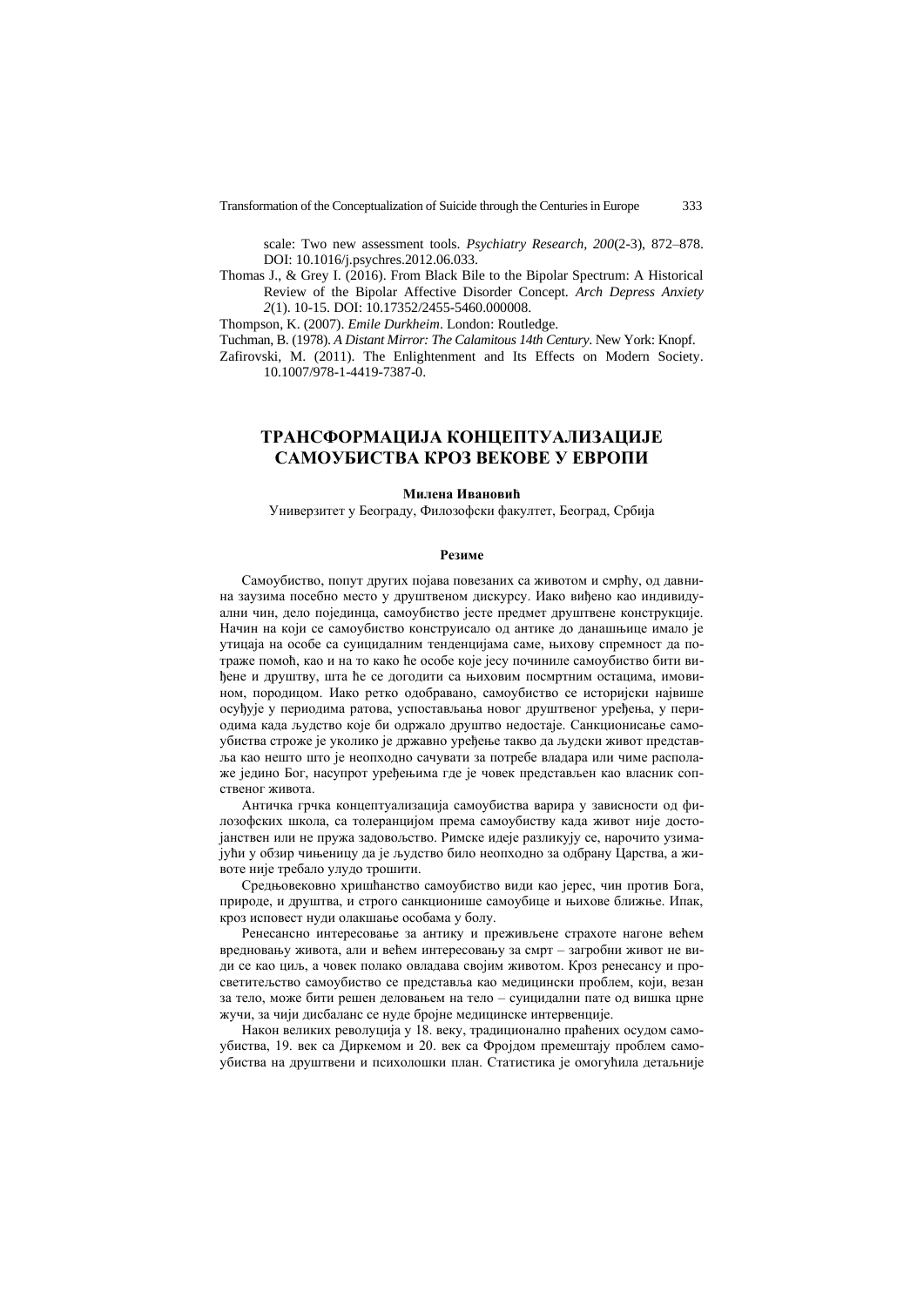scale: Two new assessment tools. *Psychiatry Research, 200*(2-3), 872–878. DOI: 10.1016/j.psychres.2012.06.033.

Thomas J., & Grey I. (2016). From Black Bile to the Bipolar Spectrum: A Historical Review of the Bipolar Affective Disorder Concept. *Arch Depress Anxiety 2*(1). 10-15. DOI: 10.17352/2455-5460.000008.

Thompson, K. (2007). *Emile Durkheim*. London: Routledge.

Tuchman, B. (1978). *A Distant Mirror: The Calamitous 14th Century*. New York: Knopf.

Zafirovski, M. (2011). The Enlightenment and Its Effects on Modern Society. 10.1007/978-1-4419-7387-0.

# ТРАНСФОРМАЦИЈА КОНЦЕПТУАЛИЗАЦИЈЕ САМОУБИСТВА КРОЗ ВЕКОВЕ У ЕВРОПИ

**Милена Ивановић**

Универзитет у Београду, Филозофски факултет, Београд, Србија

## Резиме

Самоубиство, попут других појава повезаних са животом и смрћу, од давнина заузима посебно место у друштвеном дискурсу. Иако виђено као индивидуални чин, дело појединца, самоубиство јесте предмет друштвене конструкције. Начин на који се самоубиство конструисало од антике до данашњице имало је утицаја на особе са суицидалним тенденцијама саме, њихову спремност да потраже помоћ, као и на то како ће особе које јесу починиле самоубиство бити виђене и друштву, шта ће се догодити са њиховим посмртним остацима, имовином, породицом. Иако ретко одобравано, самоубиство се историјски највише осуђује у периодима ратова, успостављања новог друштвеног уређења, у периодима када људство које би одржало друштво недостаје. Санкционисање самоубиства строже је уколико је државно уређење такво да људски живот представља као нешто што је неопходно сачувати за потребе владара или чиме располаже једино Бог, насупрот уређењима где је човек представљен као власник сопственог живота.

Античка грчка концептуализација самоубиства варира у зависности од филозофских школа, са толеранцијом према самоубиству када живот није достојанствен или не пружа задовољство. Римске идеје разликују се, нарочито узимајући у обзир чињеницу да је људство било неопходно за одбрану Царства, а животе није требало улудо трошити.

Средњовековно хришћанство самоубиство види као јерес, чин против Бога, природе, и друштва, и строго санкционише самоубице и њихове ближње. Ипак, кроз исповест нуди олакшање особама у болу.

Ренесансно интересовање за антику и преживљене страхоте нагоне већем вредновању живота, али и већем интересовању за смрт – загробни живот не види се као циљ, а човек полако овладава својим животом. Кроз ренесансу и просветитељство самоубиство се представља као медицински проблем, који, везан за тело, може бити решен деловањем на тело – суицидални пате од вишка црне жучи, за чији дисбаланс се нуде бројне медицинске интервенције.

Након великих револуција у 18. веку, традиционално праћених осудом самоубиства, 19. век са Диркемом и 20. век са Фројдом премештају проблем самоубиства на друштвени и психолошки план. Статистика је омогућила детаљније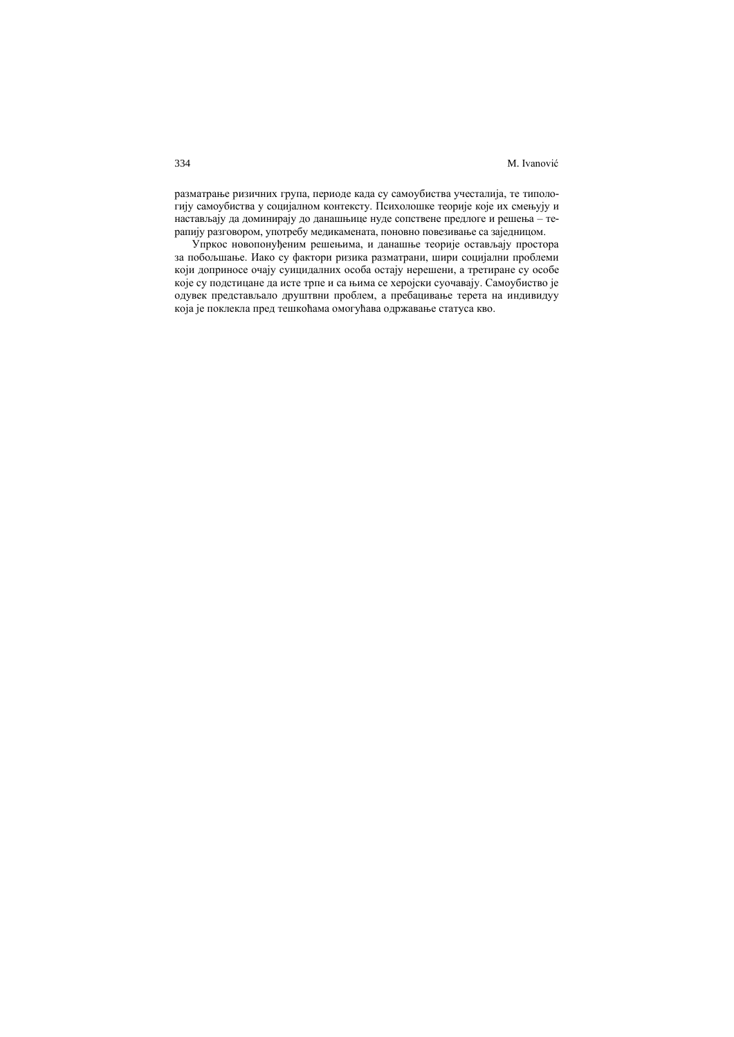разматрање ризичних група, периоде када су самоубиства учесталија, те типологију самоубиства у социјалном контексту. Психолошке теорије које их смењују и настављају да доминирају до данашњице нуде сопствене предлоге и решења – терапију разговором, употребу медикамената, поновно повезивање са заједницом.

Упркос новопонуђеним решењима, и данашње теорије остављају простора за побољшање. Иако су фактори ризика разматрани, шири социјални проблеми који доприносе очају суицидалних особа остају нерешени, а третиране су особе које су подстицане да исте трпе и са њима се херојски суочавају. Самоубиство је одувек представљало друштвни проблем, а пребацивање терета на индивидуу која је поклекла пред тешкоћама омогућава одржавање статуса кво.